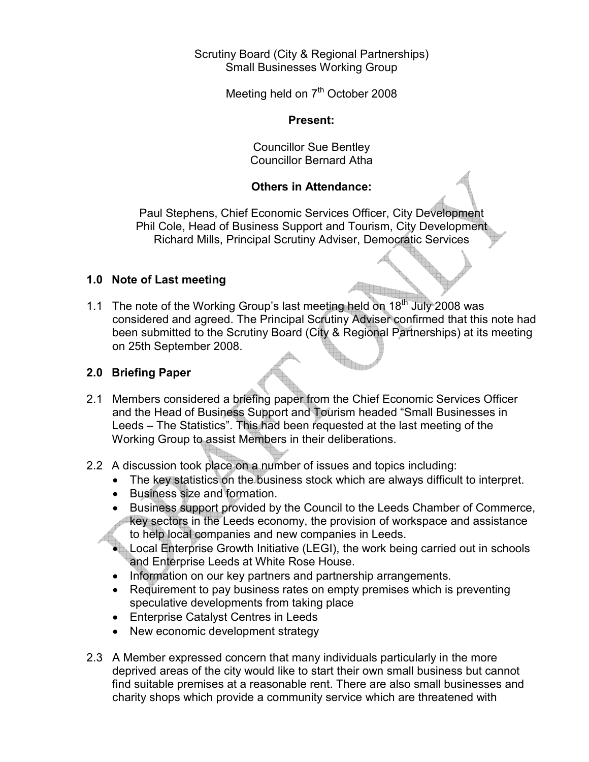Scrutiny Board (City & Regional Partnerships)
Small Businesses Working Group

Meeting held on 7th October 2008

**Present:**

Councillor Sue Bentley
Councillor Bernard Atha

**Others in Attendance:**

Paul Stephens, Chief Economic Services Officer, City Development
Phil Cole, Head of Business Support and Tourism, City Development
Richard Mills, Principal Scrutiny Adviser, Democratic Services

## 1.0 Note of Last meeting

1.1 The note of the Working Group's last meeting held on 18th July 2008 was considered and agreed. The Principal Scrutiny Adviser confirmed that this note had been submitted to the Scrutiny Board (City & Regional Partnerships) at its meeting on 25th September 2008.

## 2.0 Briefing Paper

2.1 Members considered a briefing paper from the Chief Economic Services Officer and the Head of Business Support and Tourism headed "Small Businesses in Leeds – The Statistics". This had been requested at the last meeting of the Working Group to assist Members in their deliberations.

2.2 A discussion took place on a number of issues and topics including:

- The key statistics on the business stock which are always difficult to interpret.
- Business size and formation.
- Business support provided by the Council to the Leeds Chamber of Commerce, key sectors in the Leeds economy, the provision of workspace and assistance to help local companies and new companies in Leeds.
- Local Enterprise Growth Initiative (LEGI), the work being carried out in schools and Enterprise Leeds at White Rose House.
- Information on our key partners and partnership arrangements.
- Requirement to pay business rates on empty premises which is preventing speculative developments from taking place
- Enterprise Catalyst Centres in Leeds
- New economic development strategy

2.3 A Member expressed concern that many individuals particularly in the more deprived areas of the city would like to start their own small business but cannot find suitable premises at a reasonable rent. There are also small businesses and charity shops which provide a community service which are threatened with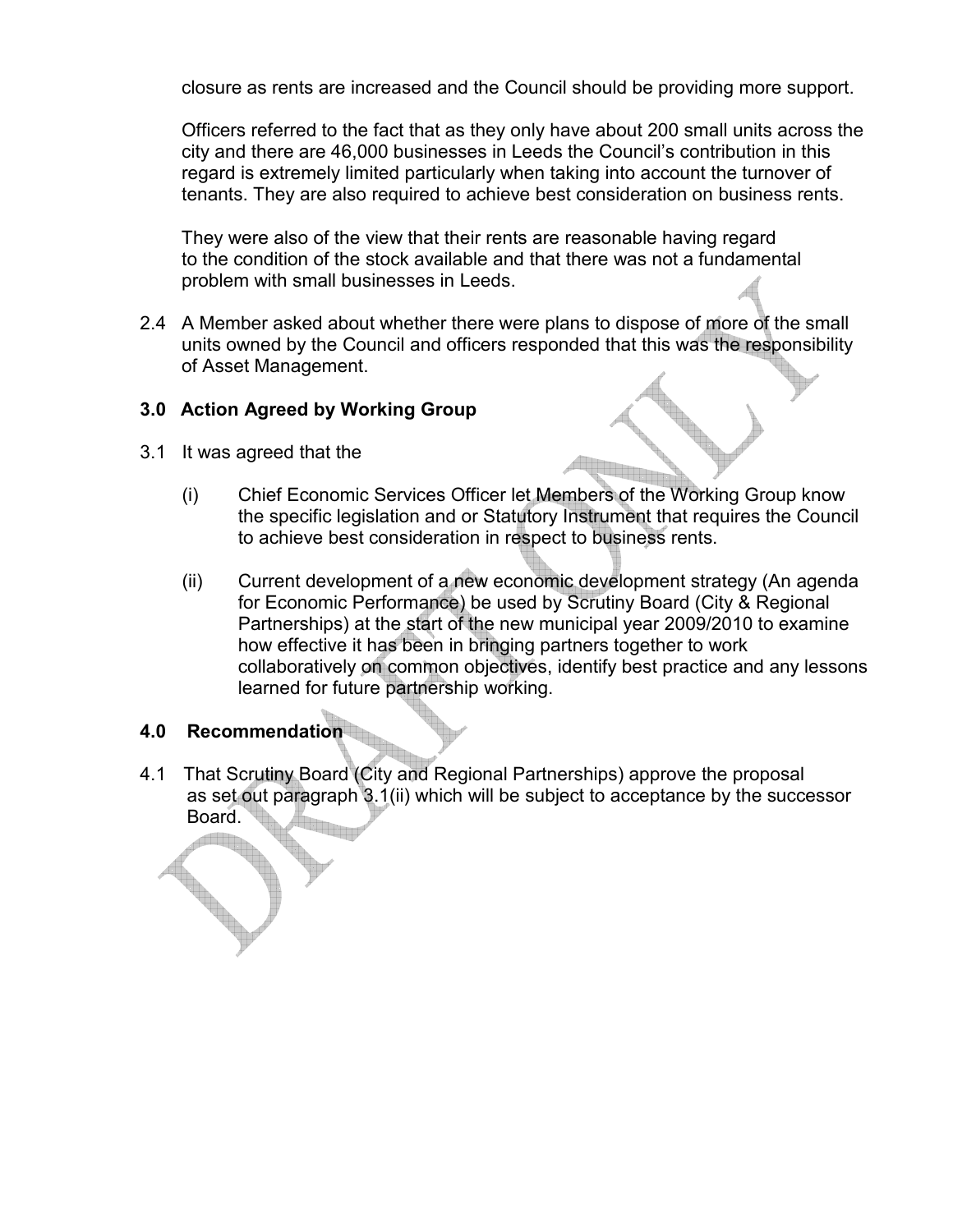closure as rents are increased and the Council should be providing more support.

Officers referred to the fact that as they only have about 200 small units across the city and there are 46,000 businesses in Leeds the Council's contribution in this regard is extremely limited particularly when taking into account the turnover of tenants. They are also required to achieve best consideration on business rents.

They were also of the view that their rents are reasonable having regard to the condition of the stock available and that there was not a fundamental problem with small businesses in Leeds.

2.4 A Member asked about whether there were plans to dispose of more of the small units owned by the Council and officers responded that this was the responsibility of Asset Management.

## 3.0 Action Agreed by Working Group

3.1 It was agreed that the

(i) Chief Economic Services Officer let Members of the Working Group know the specific legislation and or Statutory Instrument that requires the Council to achieve best consideration in respect to business rents.

(ii) Current development of a new economic development strategy (An agenda for Economic Performance) be used by Scrutiny Board (City & Regional Partnerships) at the start of the new municipal year 2009/2010 to examine how effective it has been in bringing partners together to work collaboratively on common objectives, identify best practice and any lessons learned for future partnership working.

## 4.0 Recommendation

4.1 That Scrutiny Board (City and Regional Partnerships) approve the proposal as set out paragraph 3.1(ii) which will be subject to acceptance by the successor Board.